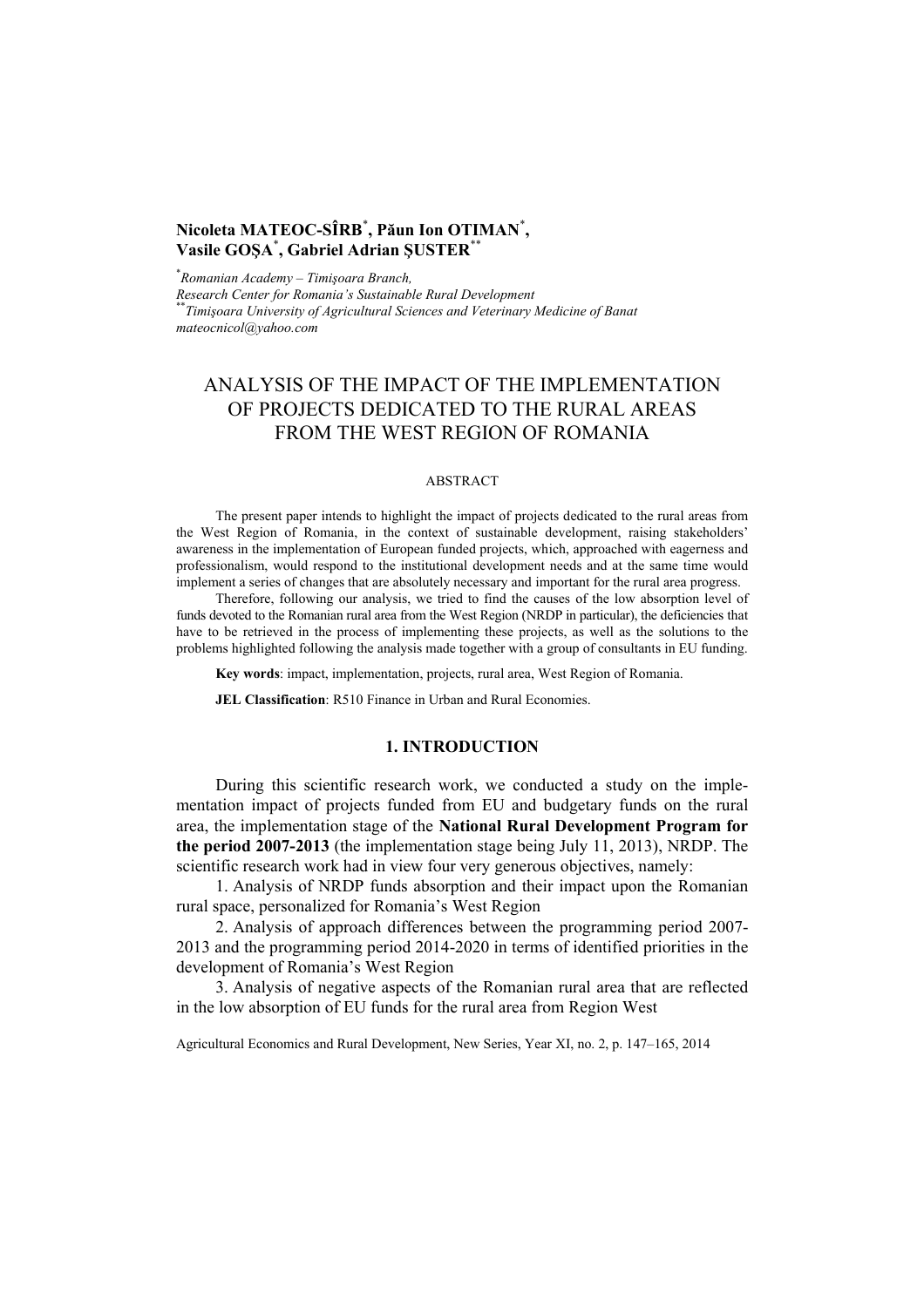**Nicoleta MATEOC-SÎRB[*], Păun Ion OTIMAN[*], Vasile GOŞA[*], Gabriel Adrian ŞUSTER[**]**

[*]*Romanian Academy – Timişoara Branch, Research Center for Romania's Sustainable Rural Development*
[**]*Timişoara University of Agricultural Sciences and Veterinary Medicine of Banat*
*mateocnicol@yahoo.com*

# ANALYSIS OF THE IMPACT OF THE IMPLEMENTATION OF PROJECTS DEDICATED TO THE RURAL AREAS FROM THE WEST REGION OF ROMANIA

## ABSTRACT

The present paper intends to highlight the impact of projects dedicated to the rural areas from the West Region of Romania, in the context of sustainable development, raising stakeholders' awareness in the implementation of European funded projects, which, approached with eagerness and professionalism, would respond to the institutional development needs and at the same time would implement a series of changes that are absolutely necessary and important for the rural area progress.

Therefore, following our analysis, we tried to find the causes of the low absorption level of funds devoted to the Romanian rural area from the West Region (NRDP in particular), the deficiencies that have to be retrieved in the process of implementing these projects, as well as the solutions to the problems highlighted following the analysis made together with a group of consultants in EU funding.

**Key words**: impact, implementation, projects, rural area, West Region of Romania.

**JEL Classification**: R510 Finance in Urban and Rural Economies.

## 1. INTRODUCTION

During this scientific research work, we conducted a study on the implementation impact of projects funded from EU and budgetary funds on the rural area, the implementation stage of the **National Rural Development Program for the period 2007-2013** (the implementation stage being July 11, 2013), NRDP. The scientific research work had in view four very generous objectives, namely:

1. Analysis of NRDP funds absorption and their impact upon the Romanian rural space, personalized for Romania's West Region

2. Analysis of approach differences between the programming period 2007-2013 and the programming period 2014-2020 in terms of identified priorities in the development of Romania's West Region

3. Analysis of negative aspects of the Romanian rural area that are reflected in the low absorption of EU funds for the rural area from Region West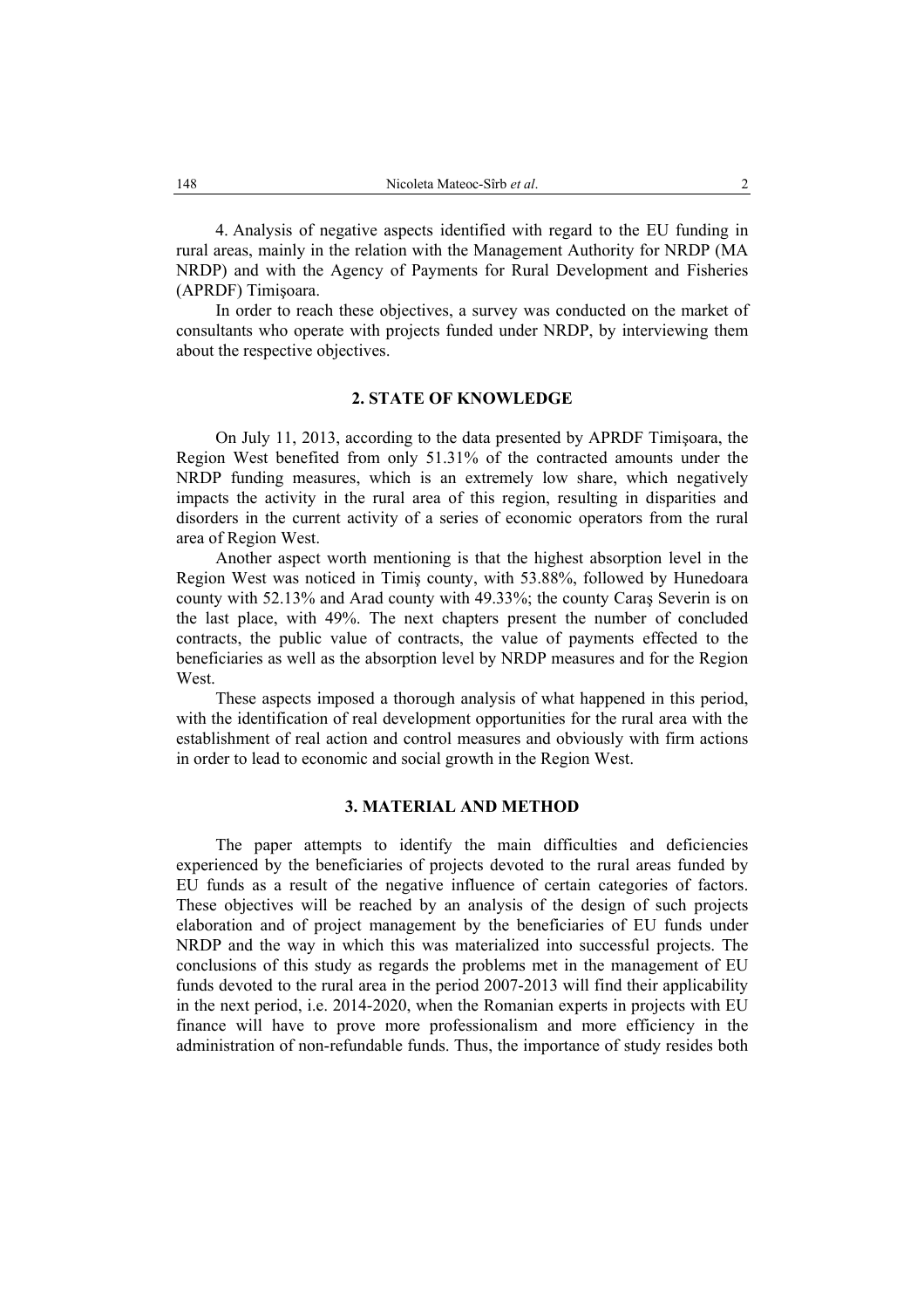4. Analysis of negative aspects identified with regard to the EU funding in rural areas, mainly in the relation with the Management Authority for NRDP (MA NRDP) and with the Agency of Payments for Rural Development and Fisheries (APRDF) Timişoara.

In order to reach these objectives, a survey was conducted on the market of consultants who operate with projects funded under NRDP, by interviewing them about the respective objectives.

## 2. STATE OF KNOWLEDGE

On July 11, 2013, according to the data presented by APRDF Timişoara, the Region West benefited from only 51.31% of the contracted amounts under the NRDP funding measures, which is an extremely low share, which negatively impacts the activity in the rural area of this region, resulting in disparities and disorders in the current activity of a series of economic operators from the rural area of Region West.

Another aspect worth mentioning is that the highest absorption level in the Region West was noticed in Timiş county, with 53.88%, followed by Hunedoara county with 52.13% and Arad county with 49.33%; the county Caraş Severin is on the last place, with 49%. The next chapters present the number of concluded contracts, the public value of contracts, the value of payments effected to the beneficiaries as well as the absorption level by NRDP measures and for the Region West.

These aspects imposed a thorough analysis of what happened in this period, with the identification of real development opportunities for the rural area with the establishment of real action and control measures and obviously with firm actions in order to lead to economic and social growth in the Region West.

## 3. MATERIAL AND METHOD

The paper attempts to identify the main difficulties and deficiencies experienced by the beneficiaries of projects devoted to the rural areas funded by EU funds as a result of the negative influence of certain categories of factors. These objectives will be reached by an analysis of the design of such projects elaboration and of project management by the beneficiaries of EU funds under NRDP and the way in which this was materialized into successful projects. The conclusions of this study as regards the problems met in the management of EU funds devoted to the rural area in the period 2007-2013 will find their applicability in the next period, i.e. 2014-2020, when the Romanian experts in projects with EU finance will have to prove more professionalism and more efficiency in the administration of non-refundable funds. Thus, the importance of study resides both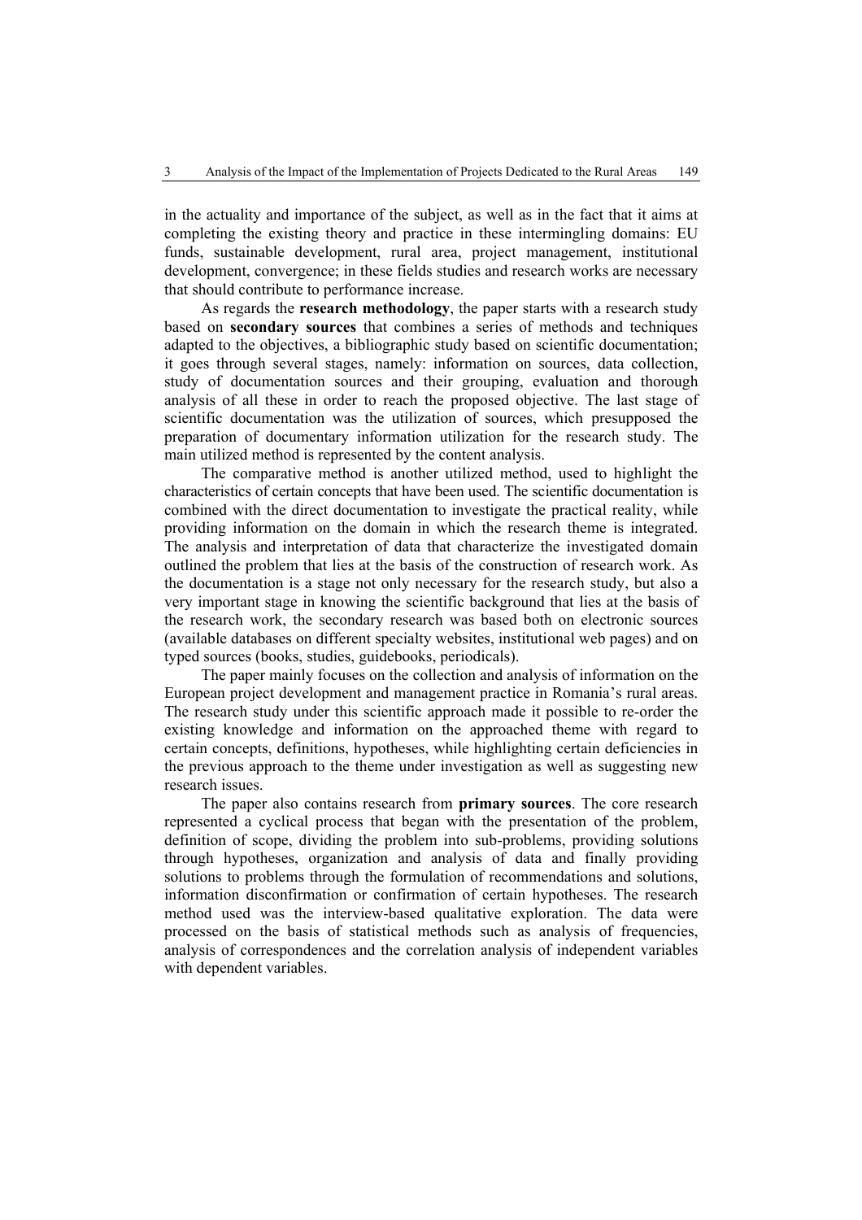in the actuality and importance of the subject, as well as in the fact that it aims at completing the existing theory and practice in these intermingling domains: EU funds, sustainable development, rural area, project management, institutional development, convergence; in these fields studies and research works are necessary that should contribute to performance increase.

As regards the **research methodology**, the paper starts with a research study based on **secondary sources** that combines a series of methods and techniques adapted to the objectives, a bibliographic study based on scientific documentation; it goes through several stages, namely: information on sources, data collection, study of documentation sources and their grouping, evaluation and thorough analysis of all these in order to reach the proposed objective. The last stage of scientific documentation was the utilization of sources, which presupposed the preparation of documentary information utilization for the research study. The main utilized method is represented by the content analysis.

The comparative method is another utilized method, used to highlight the characteristics of certain concepts that have been used. The scientific documentation is combined with the direct documentation to investigate the practical reality, while providing information on the domain in which the research theme is integrated. The analysis and interpretation of data that characterize the investigated domain outlined the problem that lies at the basis of the construction of research work. As the documentation is a stage not only necessary for the research study, but also a very important stage in knowing the scientific background that lies at the basis of the research work, the secondary research was based both on electronic sources (available databases on different specialty websites, institutional web pages) and on typed sources (books, studies, guidebooks, periodicals).

The paper mainly focuses on the collection and analysis of information on the European project development and management practice in Romania's rural areas. The research study under this scientific approach made it possible to re-order the existing knowledge and information on the approached theme with regard to certain concepts, definitions, hypotheses, while highlighting certain deficiencies in the previous approach to the theme under investigation as well as suggesting new research issues.

The paper also contains research from **primary sources**. The core research represented a cyclical process that began with the presentation of the problem, definition of scope, dividing the problem into sub-problems, providing solutions through hypotheses, organization and analysis of data and finally providing solutions to problems through the formulation of recommendations and solutions, information disconfirmation or confirmation of certain hypotheses. The research method used was the interview-based qualitative exploration. The data were processed on the basis of statistical methods such as analysis of frequencies, analysis of correspondences and the correlation analysis of independent variables with dependent variables.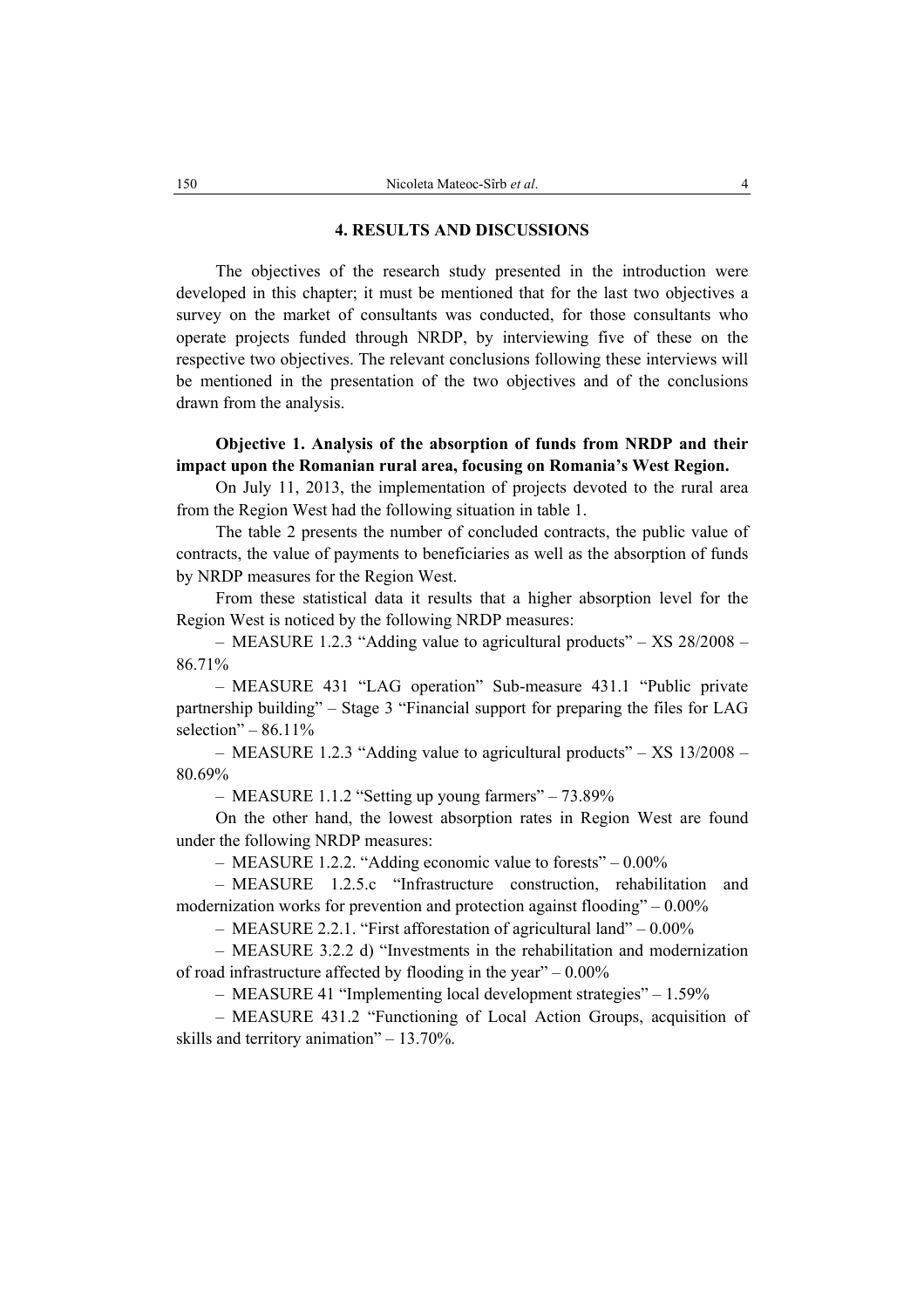## 4. RESULTS AND DISCUSSIONS

The objectives of the research study presented in the introduction were developed in this chapter; it must be mentioned that for the last two objectives a survey on the market of consultants was conducted, for those consultants who operate projects funded through NRDP, by interviewing five of these on the respective two objectives. The relevant conclusions following these interviews will be mentioned in the presentation of the two objectives and of the conclusions drawn from the analysis.

**Objective 1. Analysis of the absorption of funds from NRDP and their impact upon the Romanian rural area, focusing on Romania's West Region.**

On July 11, 2013, the implementation of projects devoted to the rural area from the Region West had the following situation in table 1.

The table 2 presents the number of concluded contracts, the public value of contracts, the value of payments to beneficiaries as well as the absorption of funds by NRDP measures for the Region West.

From these statistical data it results that a higher absorption level for the Region West is noticed by the following NRDP measures:

– MEASURE 1.2.3 "Adding value to agricultural products" – XS 28/2008 – 86.71%

– MEASURE 431 "LAG operation" Sub-measure 431.1 "Public private partnership building" – Stage 3 "Financial support for preparing the files for LAG selection" – 86.11%

– MEASURE 1.2.3 "Adding value to agricultural products" – XS 13/2008 – 80.69%

– MEASURE 1.1.2 "Setting up young farmers" – 73.89%

On the other hand, the lowest absorption rates in Region West are found under the following NRDP measures:

– MEASURE 1.2.2. "Adding economic value to forests" – 0.00%

– MEASURE 1.2.5.c "Infrastructure construction, rehabilitation and modernization works for prevention and protection against flooding" – 0.00%

– MEASURE 2.2.1. "First afforestation of agricultural land" – 0.00%

– MEASURE 3.2.2 d) "Investments in the rehabilitation and modernization of road infrastructure affected by flooding in the year" – 0.00%

– MEASURE 41 "Implementing local development strategies" – 1.59%

– MEASURE 431.2 "Functioning of Local Action Groups, acquisition of skills and territory animation" – 13.70%.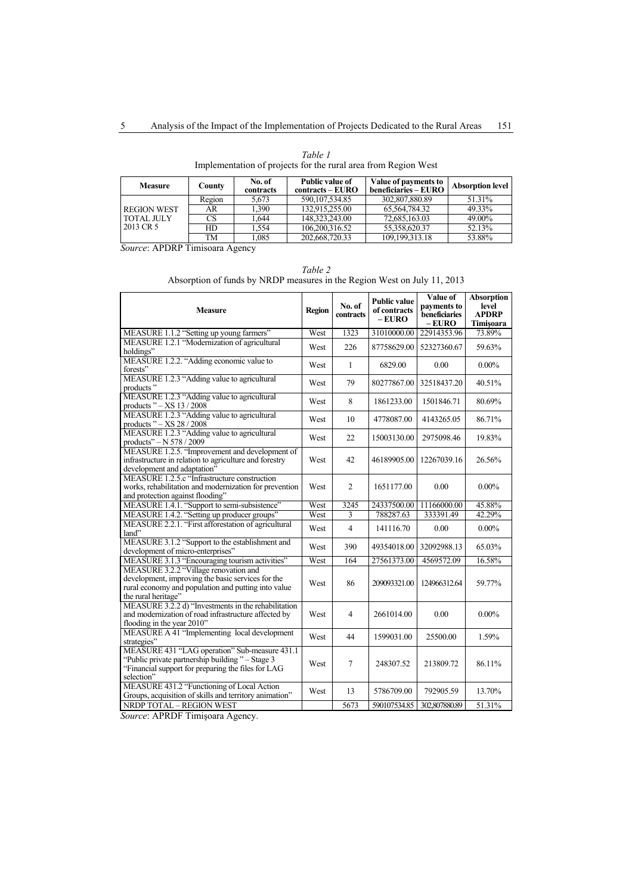*Table 1*
Implementation of projects for the rural area from Region West

| Measure | County | No. of contracts | Public value of contracts – EURO | Value of payments to beneficiaries – EURO | Absorption level |
|---|---|---|---|---|---|
| REGION WEST TOTAL JULY 2013 CR 5 | Region | 5,673 | 590,107,534.85 | 302,807,880.89 | 51.31% |
| | AR | 1,390 | 132,915,255.00 | 65,564,784.32 | 49.33% |
| | CS | 1,644 | 148,323,243.00 | 72,685,163.03 | 49.00% |
| | HD | 1,554 | 106,200,316.52 | 55,358,620.37 | 52.13% |
| | TM | 1,085 | 202,668,720.33 | 109,199,313.18 | 53.88% |

*Source*: APDRP Timisoara Agency

*Table 2*
Absorption of funds by NRDP measures in the Region West on July 11, 2013

| Measure | Region | No. of contracts | Public value of contracts – EURO | Value of payments to beneficiaries – EURO | Absorption level APDRP Timişoara |
|---|---|---|---|---|---|
| MEASURE 1.1.2 "Setting up young farmers" | West | 1323 | 31010000.00 | 22914353.96 | 73.89% |
| MEASURE 1.2.1 "Modernization of agricultural holdings" | West | 226 | 87758629.00 | 52327360.67 | 59.63% |
| MEASURE 1.2.2. "Adding economic value to forests" | West | 1 | 6829.00 | 0.00 | 0.00% |
| MEASURE 1.2.3 "Adding value to agricultural products" | West | 79 | 80277867.00 | 32518437.20 | 40.51% |
| MEASURE 1.2.3 "Adding value to agricultural products" – XS 13 / 2008 | West | 8 | 1861233.00 | 1501846.71 | 80.69% |
| MEASURE 1.2.3 "Adding value to agricultural products" – XS 28 / 2008 | West | 10 | 4778087.00 | 4143265.05 | 86.71% |
| MEASURE 1.2.3 "Adding value to agricultural products" – N 578 / 2009 | West | 22 | 15003130.00 | 2975098.46 | 19.83% |
| MEASURE 1.2.5. "Improvement and development of infrastructure in relation to agriculture and forestry development and adaptation" | West | 42 | 46189905.00 | 12267039.16 | 26.56% |
| MEASURE 1.2.5.c "Infrastructure construction works, rehabilitation and modernization for prevention and protection against flooding" | West | 2 | 1651177.00 | 0.00 | 0.00% |
| MEASURE 1.4.1. "Support to semi-subsistence" | West | 3245 | 24337500.00 | 11166000.00 | 45.88% |
| MEASURE 1.4.2. "Setting up producer groups" | West | 3 | 788287.63 | 333391.49 | 42.29% |
| MEASURE 2.2.1. "First afforestation of agricultural land" | West | 4 | 141116.70 | 0.00 | 0.00% |
| MEASURE 3.1.2 "Support to the establishment and development of micro-enterprises" | West | 390 | 49354018.00 | 32092988.13 | 65.03% |
| MEASURE 3.1.3 "Encouraging tourism activities" | West | 164 | 27561373.00 | 4569572.09 | 16.58% |
| MEASURE 3.2.2 "Village renovation and development, improving the basic services for the rural economy and population and putting into value the rural heritage" | West | 86 | 209093321.00 | 124966312.64 | 59.77% |
| MEASURE 3.2.2 d) "Investments in the rehabilitation and modernization of road infrastructure affected by flooding in the year 2010" | West | 4 | 2661014.00 | 0.00 | 0.00% |
| MEASURE A 41 "Implementing local development strategies" | West | 44 | 1599031.00 | 25500.00 | 1.59% |
| MEASURE 431 "LAG operation" Sub-measure 431.1 "Public private partnership building " – Stage 3 "Financial support for preparing the files for LAG selection" | West | 7 | 248307.52 | 213809.72 | 86.11% |
| MEASURE 431.2 "Functioning of Local Action Groups, acquisition of skills and territory animation" | West | 13 | 5786709.00 | 792905.59 | 13.70% |
| NRDP TOTAL – REGION WEST | | 5673 | 590107534.85 | 302,807880.89 | 51.31% |

*Source*: APRDF Timişoara Agency.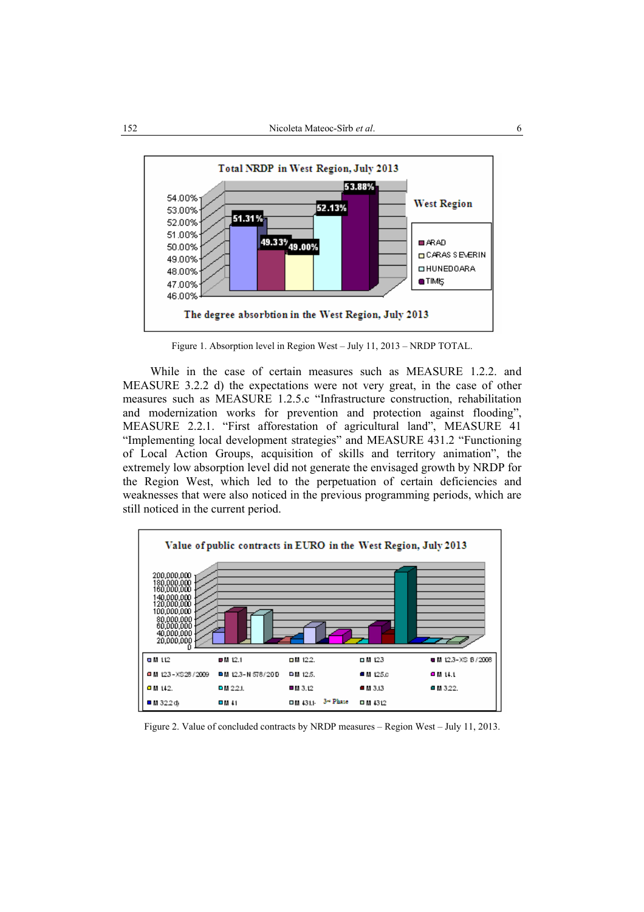Figure 1. Absorption level in Region West – July 11, 2013 – NRDP TOTAL.

While in the case of certain measures such as MEASURE 1.2.2. and MEASURE 3.2.2 d) the expectations were not very great, in the case of other measures such as MEASURE 1.2.5.c “Infrastructure construction, rehabilitation and modernization works for prevention and protection against flooding”, MEASURE 2.2.1. “First afforestation of agricultural land”, MEASURE 41 “Implementing local development strategies” and MEASURE 431.2 “Functioning of Local Action Groups, acquisition of skills and territory animation”, the extremely low absorption level did not generate the envisaged growth by NRDP for the Region West, which led to the perpetuation of certain deficiencies and weaknesses that were also noticed in the previous programming periods, which are still noticed in the current period.

Figure 2. Value of concluded contracts by NRDP measures – Region West – July 11, 2013.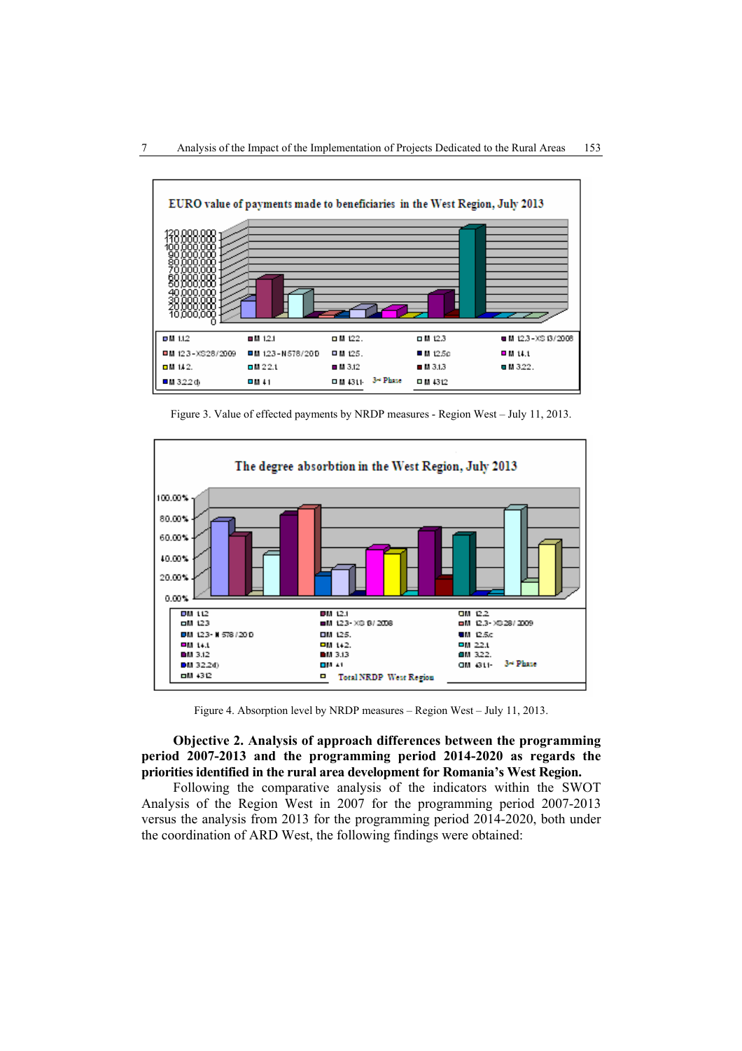Figure 3. Value of effected payments by NRDP measures - Region West – July 11, 2013.

Figure 4. Absorption level by NRDP measures – Region West – July 11, 2013.

**Objective 2. Analysis of approach differences between the programming period 2007-2013 and the programming period 2014-2020 as regards the priorities identified in the rural area development for Romania's West Region.**

Following the comparative analysis of the indicators within the SWOT Analysis of the Region West in 2007 for the programming period 2007-2013 versus the analysis from 2013 for the programming period 2014-2020, both under the coordination of ARD West, the following findings were obtained: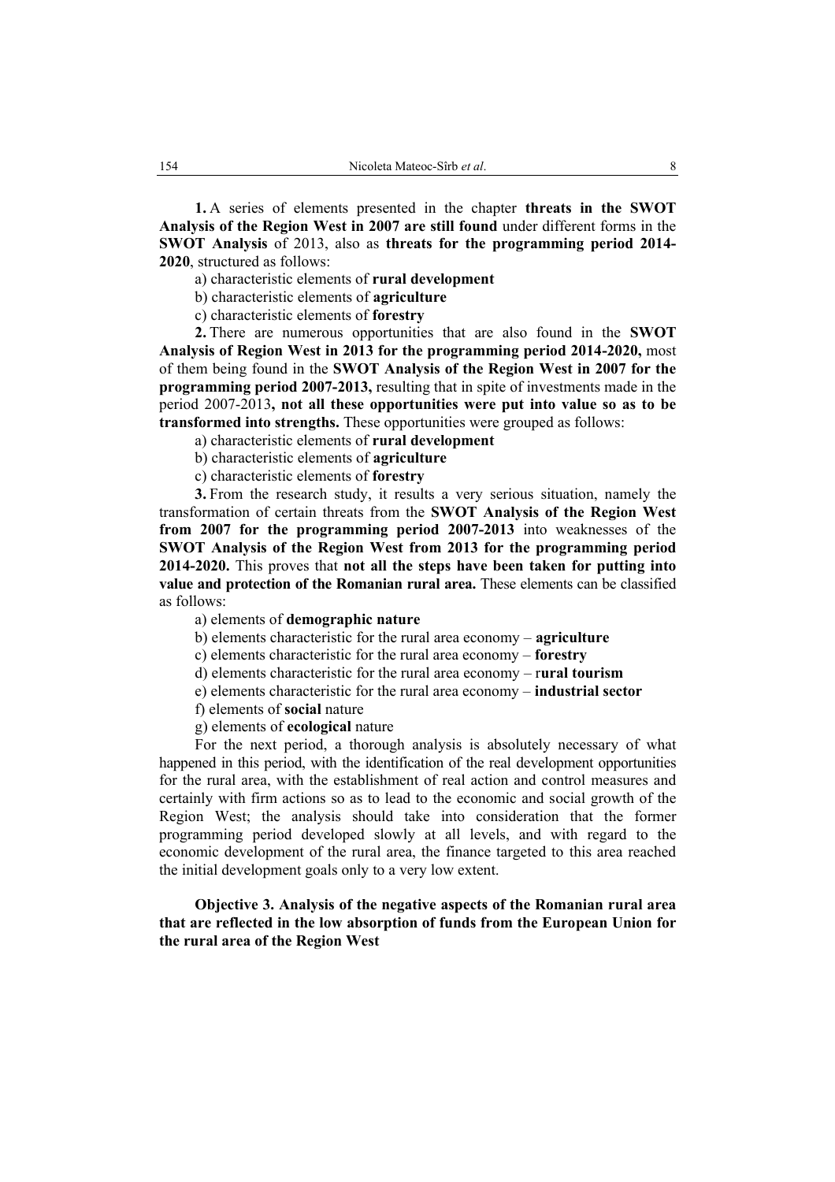**1.** A series of elements presented in the chapter **threats in the SWOT Analysis of the Region West in 2007 are still found** under different forms in the **SWOT Analysis** of 2013, also as **threats for the programming period 2014-2020**, structured as follows:

a) characteristic elements of **rural development**

b) characteristic elements of **agriculture**

c) characteristic elements of **forestry**

**2.** There are numerous opportunities that are also found in the **SWOT Analysis of Region West in 2013 for the programming period 2014-2020,** most of them being found in the **SWOT Analysis of the Region West in 2007 for the programming period 2007-2013,** resulting that in spite of investments made in the period 2007-2013**, not all these opportunities were put into value so as to be transformed into strengths.** These opportunities were grouped as follows:

a) characteristic elements of **rural development**

b) characteristic elements of **agriculture**

c) characteristic elements of **forestry**

**3.** From the research study, it results a very serious situation, namely the transformation of certain threats from the **SWOT Analysis of the Region West from 2007 for the programming period 2007-2013** into weaknesses of the **SWOT Analysis of the Region West from 2013 for the programming period 2014-2020.** This proves that **not all the steps have been taken for putting into value and protection of the Romanian rural area.** These elements can be classified as follows:

a) elements of **demographic nature**

b) elements characteristic for the rural area economy – **agriculture**

c) elements characteristic for the rural area economy – **forestry**

d) elements characteristic for the rural area economy – r**ural tourism**

e) elements characteristic for the rural area economy – **industrial sector**

f) elements of **social** nature

g) elements of **ecological** nature

For the next period, a thorough analysis is absolutely necessary of what happened in this period, with the identification of the real development opportunities for the rural area, with the establishment of real action and control measures and certainly with firm actions so as to lead to the economic and social growth of the Region West; the analysis should take into consideration that the former programming period developed slowly at all levels, and with regard to the economic development of the rural area, the finance targeted to this area reached the initial development goals only to a very low extent.

**Objective 3. Analysis of the negative aspects of the Romanian rural area that are reflected in the low absorption of funds from the European Union for the rural area of the Region West**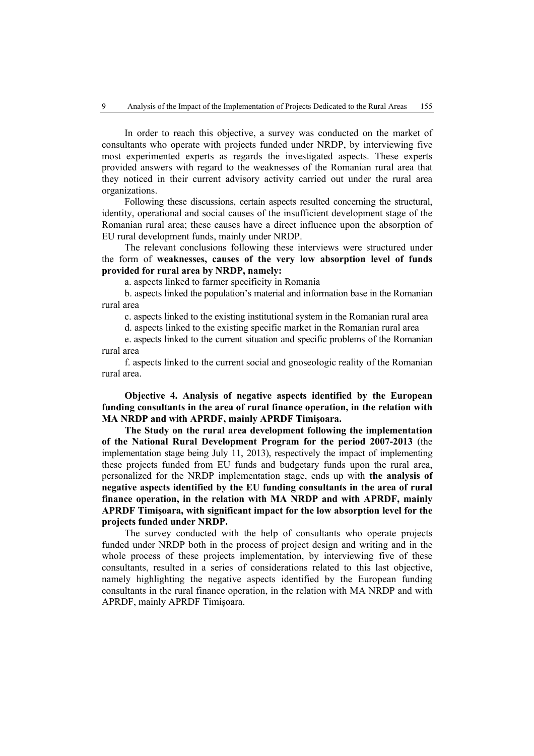In order to reach this objective, a survey was conducted on the market of consultants who operate with projects funded under NRDP, by interviewing five most experimented experts as regards the investigated aspects. These experts provided answers with regard to the weaknesses of the Romanian rural area that they noticed in their current advisory activity carried out under the rural area organizations.

Following these discussions, certain aspects resulted concerning the structural, identity, operational and social causes of the insufficient development stage of the Romanian rural area; these causes have a direct influence upon the absorption of EU rural development funds, mainly under NRDP.

The relevant conclusions following these interviews were structured under the form of **weaknesses, causes of the very low absorption level of funds provided for rural area by NRDP, namely:**

a. aspects linked to farmer specificity in Romania

b. aspects linked the population's material and information base in the Romanian rural area

c. aspects linked to the existing institutional system in the Romanian rural area

d. aspects linked to the existing specific market in the Romanian rural area

e. aspects linked to the current situation and specific problems of the Romanian rural area

f. aspects linked to the current social and gnoseologic reality of the Romanian rural area.

**Objective 4. Analysis of negative aspects identified by the European funding consultants in the area of rural finance operation, in the relation with MA NRDP and with APRDF, mainly APRDF Timişoara.**

**The Study on the rural area development following the implementation of the National Rural Development Program for the period 2007-2013** (the implementation stage being July 11, 2013), respectively the impact of implementing these projects funded from EU funds and budgetary funds upon the rural area, personalized for the NRDP implementation stage, ends up with **the analysis of negative aspects identified by the EU funding consultants in the area of rural finance operation, in the relation with MA NRDP and with APRDF, mainly APRDF Timişoara, with significant impact for the low absorption level for the projects funded under NRDP.**

The survey conducted with the help of consultants who operate projects funded under NRDP both in the process of project design and writing and in the whole process of these projects implementation, by interviewing five of these consultants, resulted in a series of considerations related to this last objective, namely highlighting the negative aspects identified by the European funding consultants in the rural finance operation, in the relation with MA NRDP and with APRDF, mainly APRDF Timişoara.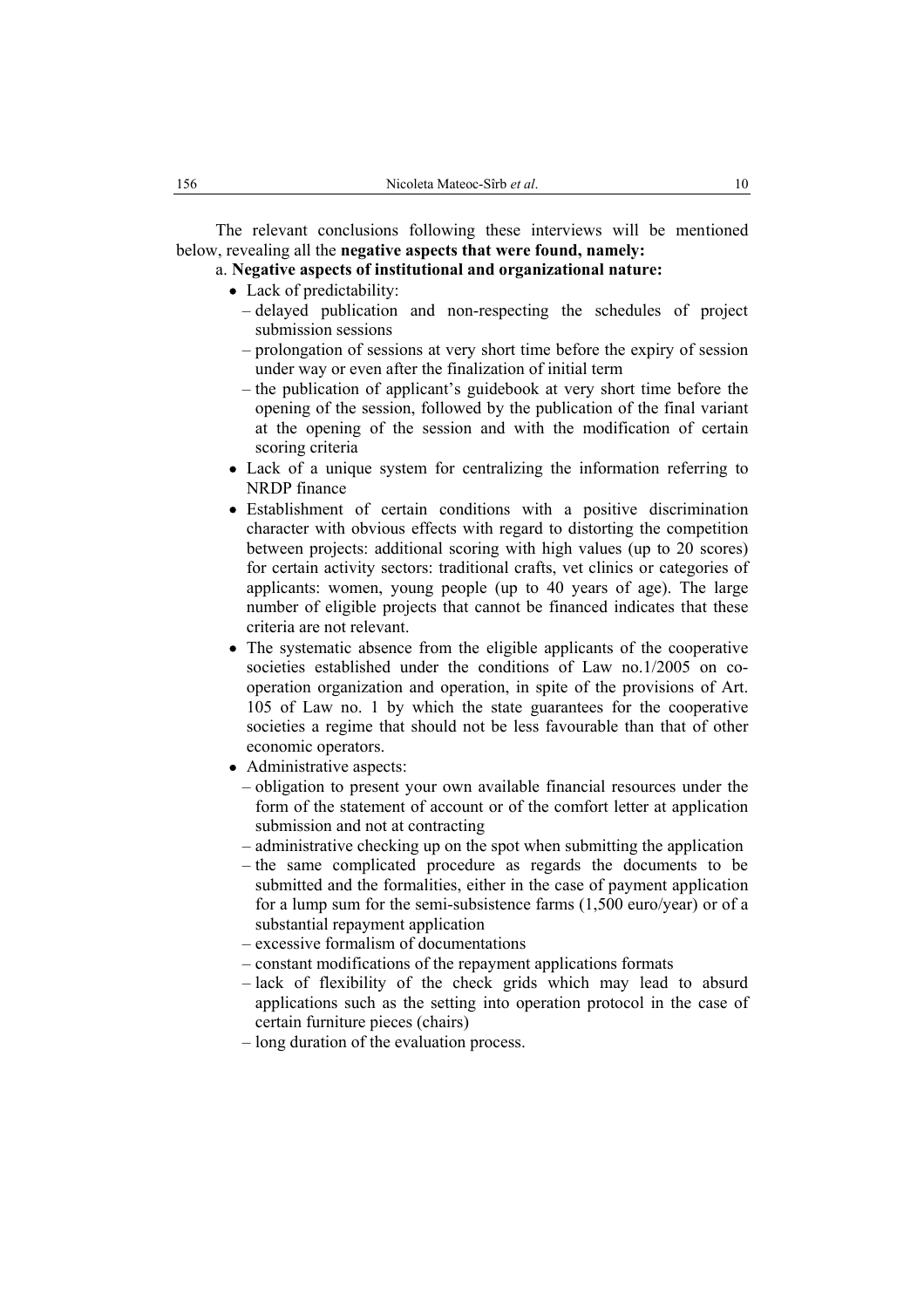The relevant conclusions following these interviews will be mentioned below, revealing all the **negative aspects that were found, namely:**

a. **Negative aspects of institutional and organizational nature:**

- Lack of predictability:
  - – delayed publication and non-respecting the schedules of project submission sessions
  - – prolongation of sessions at very short time before the expiry of session under way or even after the finalization of initial term
  - – the publication of applicant's guidebook at very short time before the opening of the session, followed by the publication of the final variant at the opening of the session and with the modification of certain scoring criteria
- Lack of a unique system for centralizing the information referring to NRDP finance
- Establishment of certain conditions with a positive discrimination character with obvious effects with regard to distorting the competition between projects: additional scoring with high values (up to 20 scores) for certain activity sectors: traditional crafts, vet clinics or categories of applicants: women, young people (up to 40 years of age). The large number of eligible projects that cannot be financed indicates that these criteria are not relevant.
- The systematic absence from the eligible applicants of the cooperative societies established under the conditions of Law no.1/2005 on co-operation organization and operation, in spite of the provisions of Art. 105 of Law no. 1 by which the state guarantees for the cooperative societies a regime that should not be less favourable than that of other economic operators.
- Administrative aspects:
  - – obligation to present your own available financial resources under the form of the statement of account or of the comfort letter at application submission and not at contracting
  - – administrative checking up on the spot when submitting the application
  - – the same complicated procedure as regards the documents to be submitted and the formalities, either in the case of payment application for a lump sum for the semi-subsistence farms (1,500 euro/year) or of a substantial repayment application
  - – excessive formalism of documentations
  - – constant modifications of the repayment applications formats
  - – lack of flexibility of the check grids which may lead to absurd applications such as the setting into operation protocol in the case of certain furniture pieces (chairs)
  - – long duration of the evaluation process.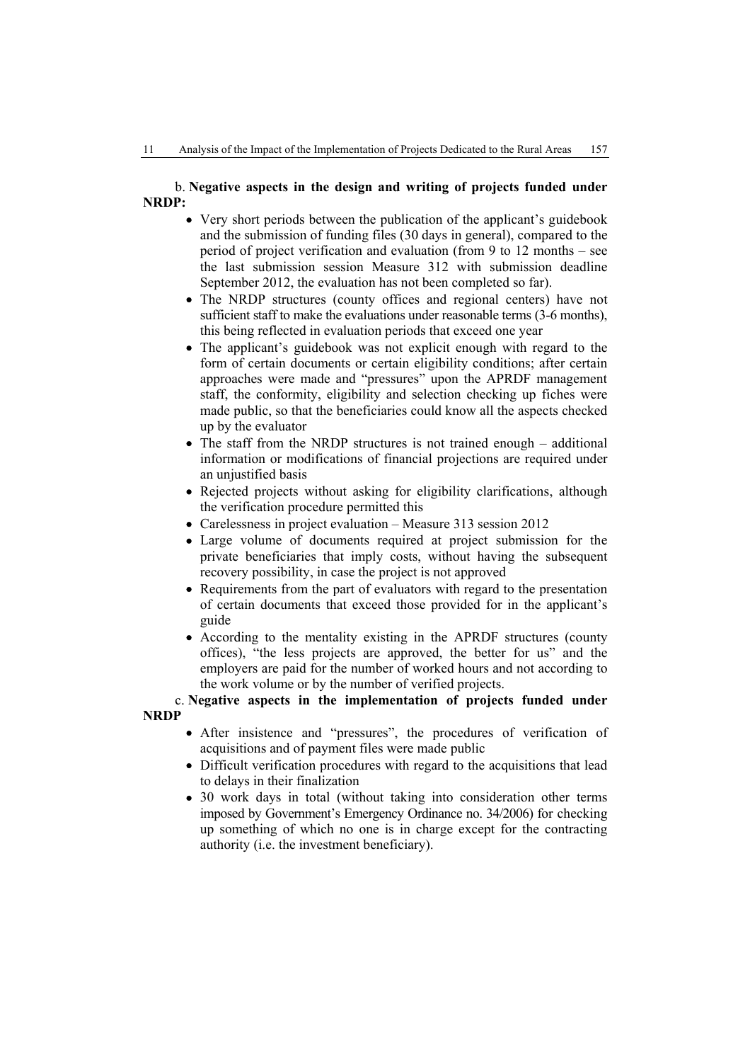b. **Negative aspects in the design and writing of projects funded under NRDP:**

- Very short periods between the publication of the applicant's guidebook and the submission of funding files (30 days in general), compared to the period of project verification and evaluation (from 9 to 12 months – see the last submission session Measure 312 with submission deadline September 2012, the evaluation has not been completed so far).
- The NRDP structures (county offices and regional centers) have not sufficient staff to make the evaluations under reasonable terms (3-6 months), this being reflected in evaluation periods that exceed one year
- The applicant's guidebook was not explicit enough with regard to the form of certain documents or certain eligibility conditions; after certain approaches were made and "pressures" upon the APRDF management staff, the conformity, eligibility and selection checking up fiches were made public, so that the beneficiaries could know all the aspects checked up by the evaluator
- The staff from the NRDP structures is not trained enough – additional information or modifications of financial projections are required under an unjustified basis
- Rejected projects without asking for eligibility clarifications, although the verification procedure permitted this
- Carelessness in project evaluation – Measure 313 session 2012
- Large volume of documents required at project submission for the private beneficiaries that imply costs, without having the subsequent recovery possibility, in case the project is not approved
- Requirements from the part of evaluators with regard to the presentation of certain documents that exceed those provided for in the applicant's guide
- According to the mentality existing in the APRDF structures (county offices), "the less projects are approved, the better for us" and the employers are paid for the number of worked hours and not according to the work volume or by the number of verified projects.

c. **Negative aspects in the implementation of projects funded under NRDP**

- After insistence and "pressures", the procedures of verification of acquisitions and of payment files were made public
- Difficult verification procedures with regard to the acquisitions that lead to delays in their finalization
- 30 work days in total (without taking into consideration other terms imposed by Government's Emergency Ordinance no. 34/2006) for checking up something of which no one is in charge except for the contracting authority (i.e. the investment beneficiary).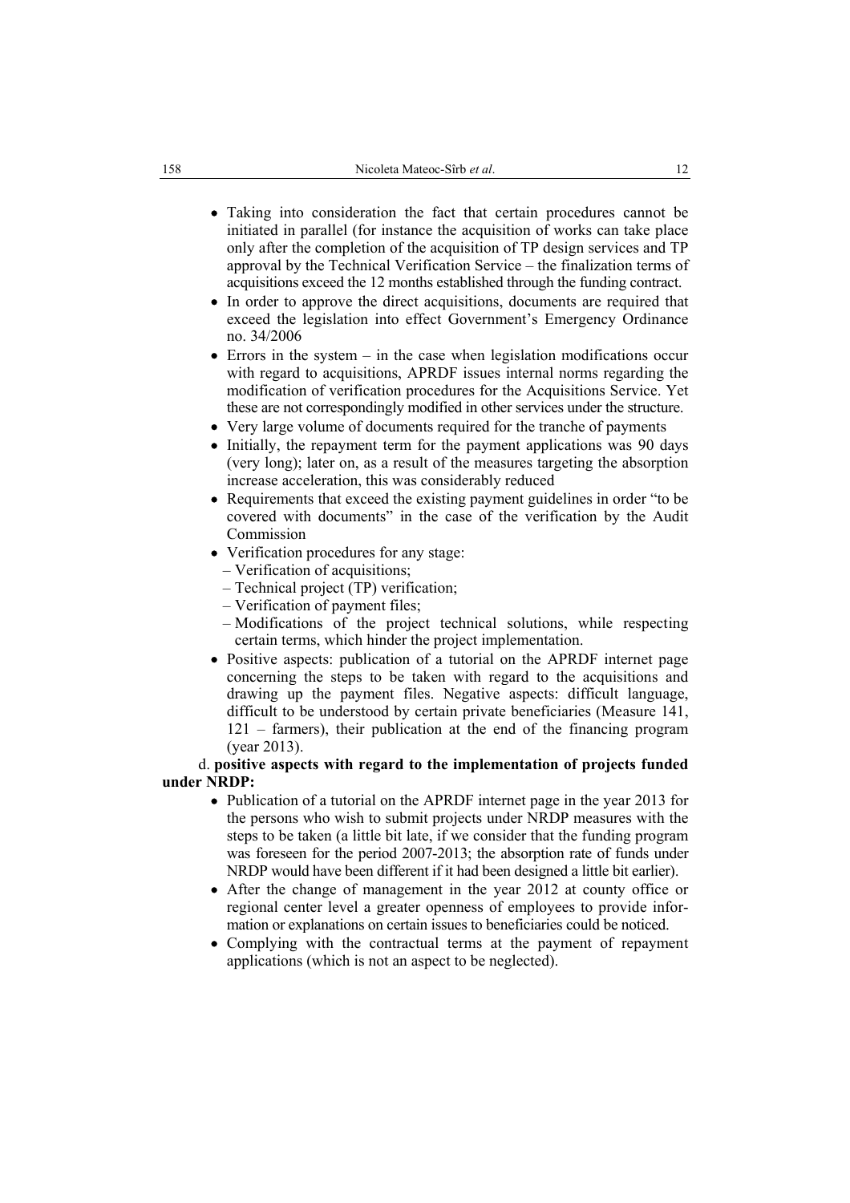- Taking into consideration the fact that certain procedures cannot be initiated in parallel (for instance the acquisition of works can take place only after the completion of the acquisition of TP design services and TP approval by the Technical Verification Service – the finalization terms of acquisitions exceed the 12 months established through the funding contract.
- In order to approve the direct acquisitions, documents are required that exceed the legislation into effect Government's Emergency Ordinance no. 34/2006
- Errors in the system – in the case when legislation modifications occur with regard to acquisitions, APRDF issues internal norms regarding the modification of verification procedures for the Acquisitions Service. Yet these are not correspondingly modified in other services under the structure.
- Very large volume of documents required for the tranche of payments
- Initially, the repayment term for the payment applications was 90 days (very long); later on, as a result of the measures targeting the absorption increase acceleration, this was considerably reduced
- Requirements that exceed the existing payment guidelines in order "to be covered with documents" in the case of the verification by the Audit Commission
- Verification procedures for any stage:
  - – Verification of acquisitions;
  - – Technical project (TP) verification;
  - – Verification of payment files;
  - – Modifications of the project technical solutions, while respecting certain terms, which hinder the project implementation.
- Positive aspects: publication of a tutorial on the APRDF internet page concerning the steps to be taken with regard to the acquisitions and drawing up the payment files. Negative aspects: difficult language, difficult to be understood by certain private beneficiaries (Measure 141, 121 – farmers), their publication at the end of the financing program (year 2013).

d. **positive aspects with regard to the implementation of projects funded under NRDP:**

- Publication of a tutorial on the APRDF internet page in the year 2013 for the persons who wish to submit projects under NRDP measures with the steps to be taken (a little bit late, if we consider that the funding program was foreseen for the period 2007-2013; the absorption rate of funds under NRDP would have been different if it had been designed a little bit earlier).
- After the change of management in the year 2012 at county office or regional center level a greater openness of employees to provide information or explanations on certain issues to beneficiaries could be noticed.
- Complying with the contractual terms at the payment of repayment applications (which is not an aspect to be neglected).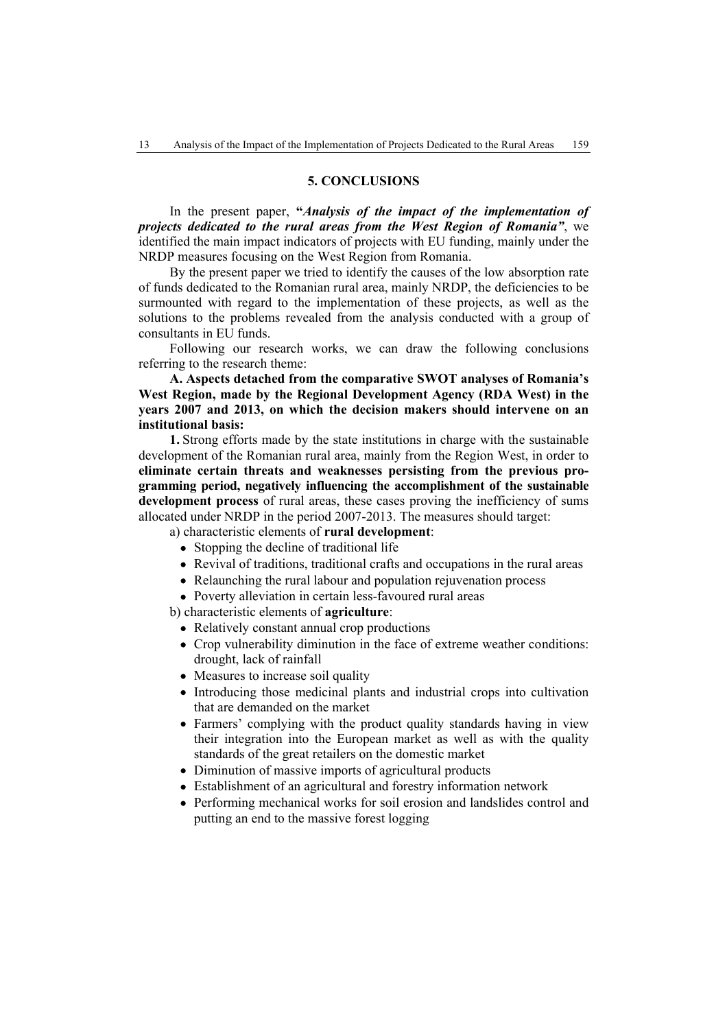## 5. CONCLUSIONS

In the present paper, **"*Analysis of the impact of the implementation of projects dedicated to the rural areas from the West Region of Romania*"**, we identified the main impact indicators of projects with EU funding, mainly under the NRDP measures focusing on the West Region from Romania.

By the present paper we tried to identify the causes of the low absorption rate of funds dedicated to the Romanian rural area, mainly NRDP, the deficiencies to be surmounted with regard to the implementation of these projects, as well as the solutions to the problems revealed from the analysis conducted with a group of consultants in EU funds.

Following our research works, we can draw the following conclusions referring to the research theme:

**A. Aspects detached from the comparative SWOT analyses of Romania's West Region, made by the Regional Development Agency (RDA West) in the years 2007 and 2013, on which the decision makers should intervene on an institutional basis:**

**1.** Strong efforts made by the state institutions in charge with the sustainable development of the Romanian rural area, mainly from the Region West, in order to **eliminate certain threats and weaknesses persisting from the previous programming period, negatively influencing the accomplishment of the sustainable development process** of rural areas, these cases proving the inefficiency of sums allocated under NRDP in the period 2007-2013. The measures should target:

a) characteristic elements of **rural development**:

- Stopping the decline of traditional life
- Revival of traditions, traditional crafts and occupations in the rural areas
- Relaunching the rural labour and population rejuvenation process
- Poverty alleviation in certain less-favoured rural areas

b) characteristic elements of **agriculture**:

- Relatively constant annual crop productions
- Crop vulnerability diminution in the face of extreme weather conditions: drought, lack of rainfall
- Measures to increase soil quality
- Introducing those medicinal plants and industrial crops into cultivation that are demanded on the market
- Farmers' complying with the product quality standards having in view their integration into the European market as well as with the quality standards of the great retailers on the domestic market
- Diminution of massive imports of agricultural products
- Establishment of an agricultural and forestry information network
- Performing mechanical works for soil erosion and landslides control and putting an end to the massive forest logging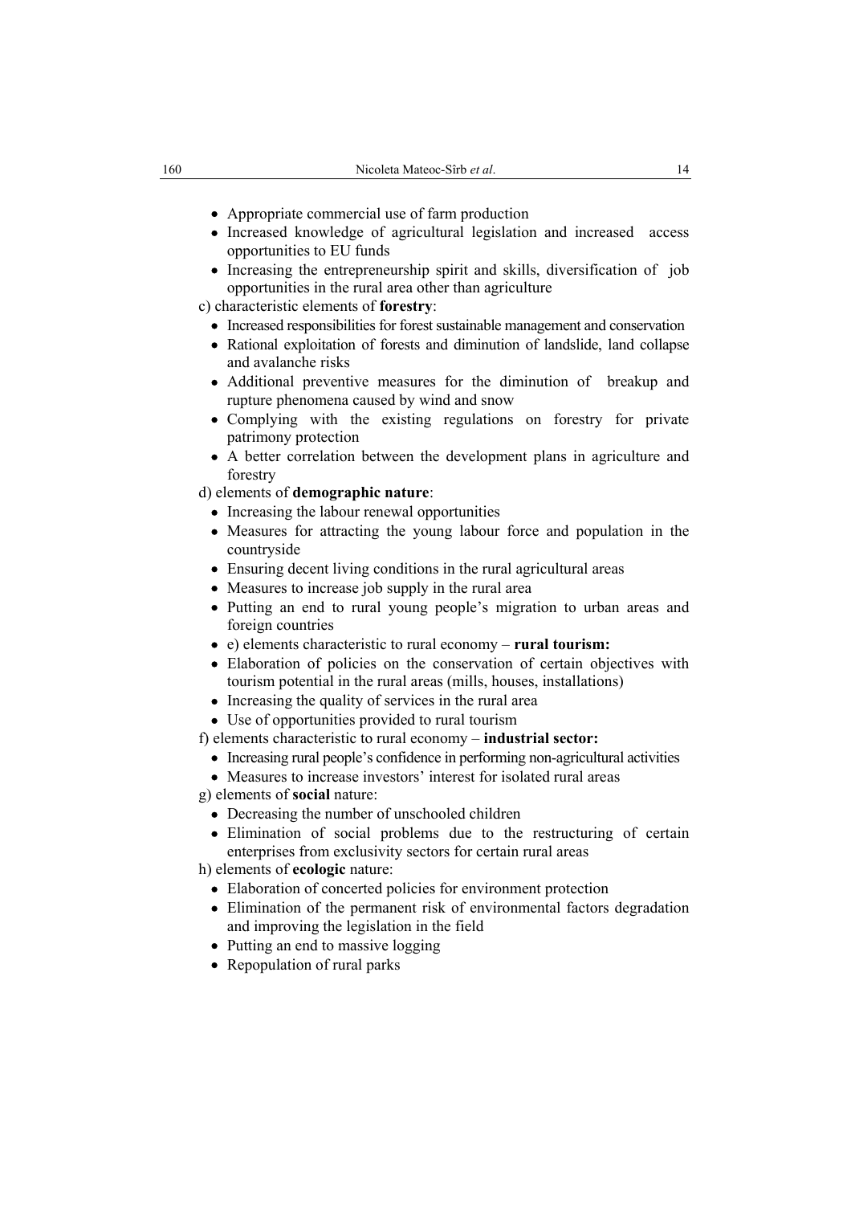- Appropriate commercial use of farm production
- Increased knowledge of agricultural legislation and increased access opportunities to EU funds
- Increasing the entrepreneurship spirit and skills, diversification of job opportunities in the rural area other than agriculture

c) characteristic elements of **forestry**:

- Increased responsibilities for forest sustainable management and conservation
- Rational exploitation of forests and diminution of landslide, land collapse and avalanche risks
- Additional preventive measures for the diminution of breakup and rupture phenomena caused by wind and snow
- Complying with the existing regulations on forestry for private patrimony protection
- A better correlation between the development plans in agriculture and forestry

d) elements of **demographic nature**:

- Increasing the labour renewal opportunities
- Measures for attracting the young labour force and population in the countryside
- Ensuring decent living conditions in the rural agricultural areas
- Measures to increase job supply in the rural area
- Putting an end to rural young people's migration to urban areas and foreign countries
- e) elements characteristic to rural economy – **rural tourism:**
- Elaboration of policies on the conservation of certain objectives with tourism potential in the rural areas (mills, houses, installations)
- Increasing the quality of services in the rural area
- Use of opportunities provided to rural tourism

f) elements characteristic to rural economy – **industrial sector:**

- Increasing rural people's confidence in performing non-agricultural activities
- Measures to increase investors' interest for isolated rural areas

g) elements of **social** nature:

- Decreasing the number of unschooled children
- Elimination of social problems due to the restructuring of certain enterprises from exclusivity sectors for certain rural areas

h) elements of **ecologic** nature:

- Elaboration of concerted policies for environment protection
- Elimination of the permanent risk of environmental factors degradation and improving the legislation in the field
- Putting an end to massive logging
- Repopulation of rural parks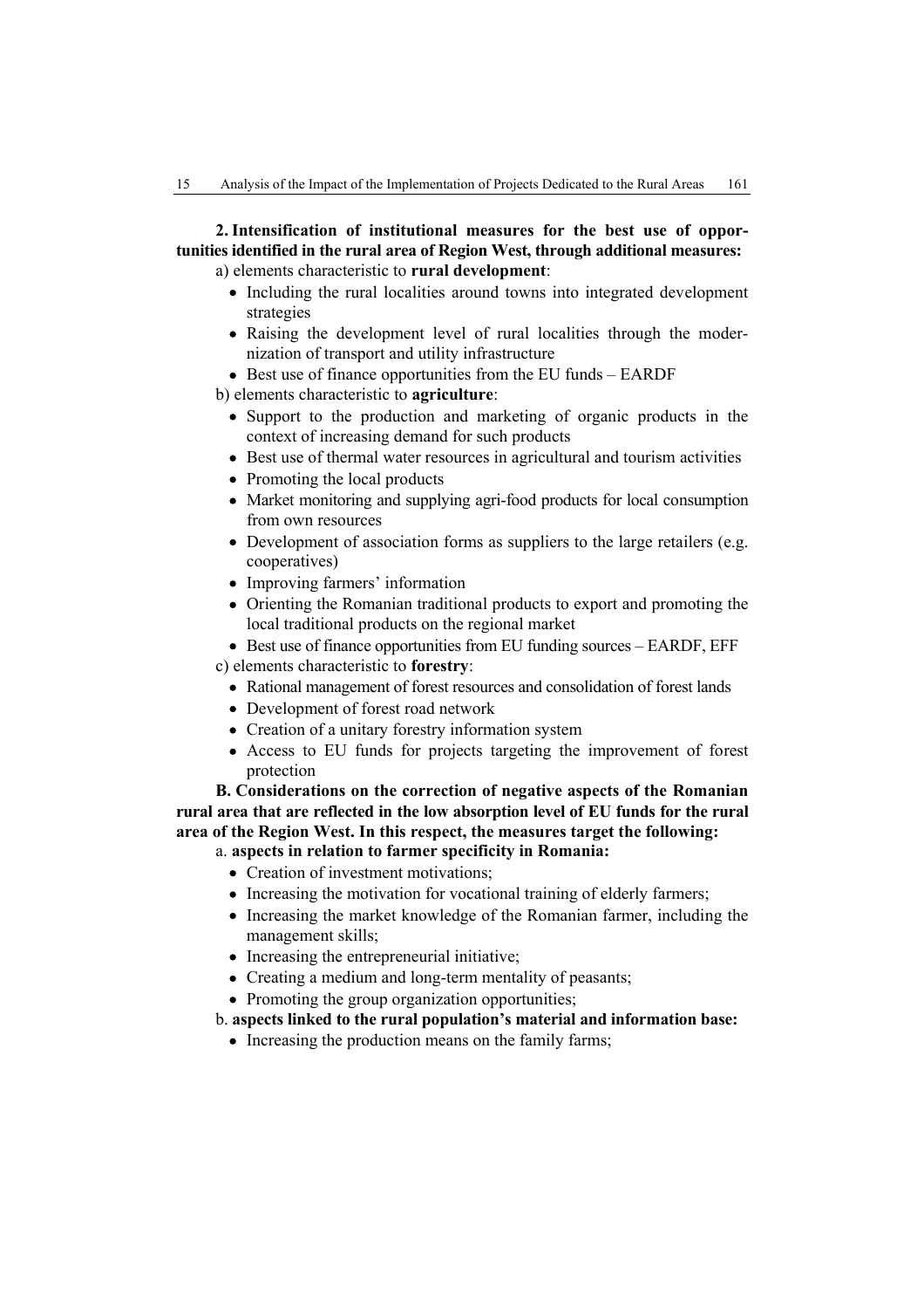**2. Intensification of institutional measures for the best use of opportunities identified in the rural area of Region West, through additional measures:**

a) elements characteristic to **rural development**:

- Including the rural localities around towns into integrated development strategies
- Raising the development level of rural localities through the modernization of transport and utility infrastructure
- Best use of finance opportunities from the EU funds – EARDF

b) elements characteristic to **agriculture**:

- Support to the production and marketing of organic products in the context of increasing demand for such products
- Best use of thermal water resources in agricultural and tourism activities
- Promoting the local products
- Market monitoring and supplying agri-food products for local consumption from own resources
- Development of association forms as suppliers to the large retailers (e.g. cooperatives)
- Improving farmers' information
- Orienting the Romanian traditional products to export and promoting the local traditional products on the regional market
- Best use of finance opportunities from EU funding sources – EARDF, EFF

c) elements characteristic to **forestry**:

- Rational management of forest resources and consolidation of forest lands
- Development of forest road network
- Creation of a unitary forestry information system
- Access to EU funds for projects targeting the improvement of forest protection

**B. Considerations on the correction of negative aspects of the Romanian rural area that are reflected in the low absorption level of EU funds for the rural area of the Region West. In this respect, the measures target the following:**

a. **aspects in relation to farmer specificity in Romania:**

- Creation of investment motivations;
- Increasing the motivation for vocational training of elderly farmers;
- Increasing the market knowledge of the Romanian farmer, including the management skills;
- Increasing the entrepreneurial initiative;
- Creating a medium and long-term mentality of peasants;
- Promoting the group organization opportunities;

b. **aspects linked to the rural population's material and information base:**

- Increasing the production means on the family farms;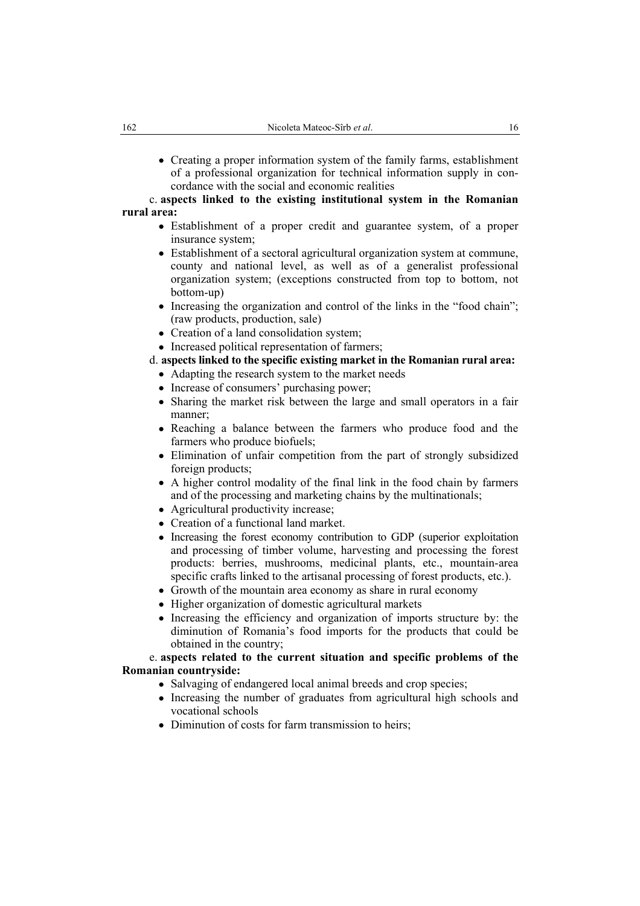- Creating a proper information system of the family farms, establishment of a professional organization for technical information supply in concordance with the social and economic realities

c. **aspects linked to the existing institutional system in the Romanian rural area:**

- Establishment of a proper credit and guarantee system, of a proper insurance system;
- Establishment of a sectoral agricultural organization system at commune, county and national level, as well as of a generalist professional organization system; (exceptions constructed from top to bottom, not bottom-up)
- Increasing the organization and control of the links in the "food chain"; (raw products, production, sale)
- Creation of a land consolidation system;
- Increased political representation of farmers;

d. **aspects linked to the specific existing market in the Romanian rural area:**

- Adapting the research system to the market needs
- Increase of consumers' purchasing power;
- Sharing the market risk between the large and small operators in a fair manner;
- Reaching a balance between the farmers who produce food and the farmers who produce biofuels;
- Elimination of unfair competition from the part of strongly subsidized foreign products;
- A higher control modality of the final link in the food chain by farmers and of the processing and marketing chains by the multinationals;
- Agricultural productivity increase;
- Creation of a functional land market.
- Increasing the forest economy contribution to GDP (superior exploitation and processing of timber volume, harvesting and processing the forest products: berries, mushrooms, medicinal plants, etc., mountain-area specific crafts linked to the artisanal processing of forest products, etc.).
- Growth of the mountain area economy as share in rural economy
- Higher organization of domestic agricultural markets
- Increasing the efficiency and organization of imports structure by: the diminution of Romania's food imports for the products that could be obtained in the country;

e. **aspects related to the current situation and specific problems of the Romanian countryside:**

- Salvaging of endangered local animal breeds and crop species;
- Increasing the number of graduates from agricultural high schools and vocational schools
- Diminution of costs for farm transmission to heirs;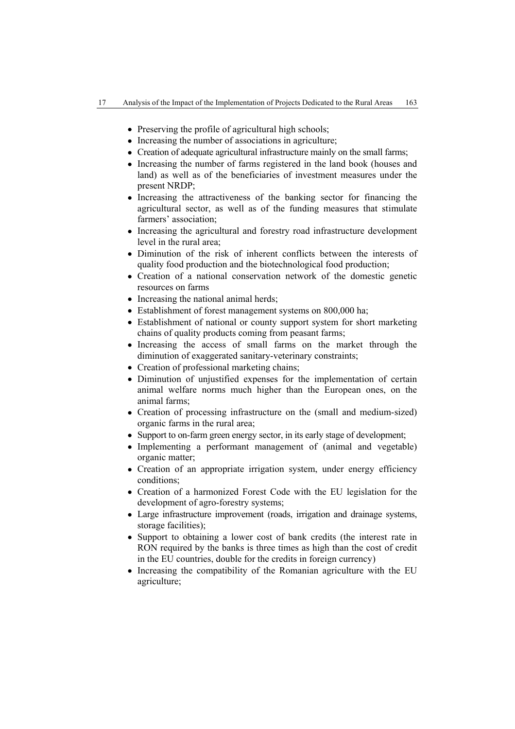- Preserving the profile of agricultural high schools;
- Increasing the number of associations in agriculture;
- Creation of adequate agricultural infrastructure mainly on the small farms;
- Increasing the number of farms registered in the land book (houses and land) as well as of the beneficiaries of investment measures under the present NRDP;
- Increasing the attractiveness of the banking sector for financing the agricultural sector, as well as of the funding measures that stimulate farmers' association;
- Increasing the agricultural and forestry road infrastructure development level in the rural area;
- Diminution of the risk of inherent conflicts between the interests of quality food production and the biotechnological food production;
- Creation of a national conservation network of the domestic genetic resources on farms
- Increasing the national animal herds;
- Establishment of forest management systems on 800,000 ha;
- Establishment of national or county support system for short marketing chains of quality products coming from peasant farms;
- Increasing the access of small farms on the market through the diminution of exaggerated sanitary-veterinary constraints;
- Creation of professional marketing chains;
- Diminution of unjustified expenses for the implementation of certain animal welfare norms much higher than the European ones, on the animal farms;
- Creation of processing infrastructure on the (small and medium-sized) organic farms in the rural area;
- Support to on-farm green energy sector, in its early stage of development;
- Implementing a performant management of (animal and vegetable) organic matter;
- Creation of an appropriate irrigation system, under energy efficiency conditions;
- Creation of a harmonized Forest Code with the EU legislation for the development of agro-forestry systems;
- Large infrastructure improvement (roads, irrigation and drainage systems, storage facilities);
- Support to obtaining a lower cost of bank credits (the interest rate in RON required by the banks is three times as high than the cost of credit in the EU countries, double for the credits in foreign currency)
- Increasing the compatibility of the Romanian agriculture with the EU agriculture;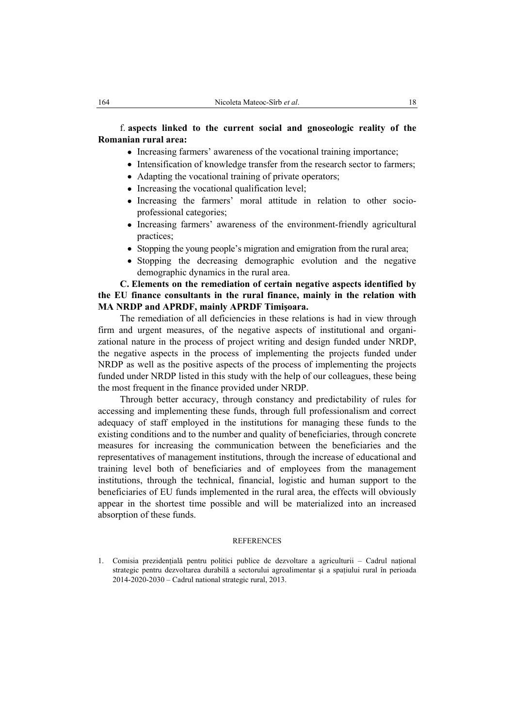f. **aspects linked to the current social and gnoseologic reality of the Romanian rural area:**

- Increasing farmers' awareness of the vocational training importance;
- Intensification of knowledge transfer from the research sector to farmers;
- Adapting the vocational training of private operators;
- Increasing the vocational qualification level;
- Increasing the farmers' moral attitude in relation to other socio-professional categories;
- Increasing farmers' awareness of the environment-friendly agricultural practices;
- Stopping the young people's migration and emigration from the rural area;
- Stopping the decreasing demographic evolution and the negative demographic dynamics in the rural area.

**C. Elements on the remediation of certain negative aspects identified by the EU finance consultants in the rural finance, mainly in the relation with MA NRDP and APRDF, mainly APRDF Timişoara.**

The remediation of all deficiencies in these relations is had in view through firm and urgent measures, of the negative aspects of institutional and organizational nature in the process of project writing and design funded under NRDP, the negative aspects in the process of implementing the projects funded under NRDP as well as the positive aspects of the process of implementing the projects funded under NRDP listed in this study with the help of our colleagues, these being the most frequent in the finance provided under NRDP.

Through better accuracy, through constancy and predictability of rules for accessing and implementing these funds, through full professionalism and correct adequacy of staff employed in the institutions for managing these funds to the existing conditions and to the number and quality of beneficiaries, through concrete measures for increasing the communication between the beneficiaries and the representatives of management institutions, through the increase of educational and training level both of beneficiaries and of employees from the management institutions, through the technical, financial, logistic and human support to the beneficiaries of EU funds implemented in the rural area, the effects will obviously appear in the shortest time possible and will be materialized into an increased absorption of these funds.

## REFERENCES

1. Comisia prezidențială pentru politici publice de dezvoltare a agriculturii – Cadrul național strategic pentru dezvoltarea durabilă a sectorului agroalimentar şi a spațiului rural în perioada 2014-2020-2030 – Cadrul national strategic rural, 2013.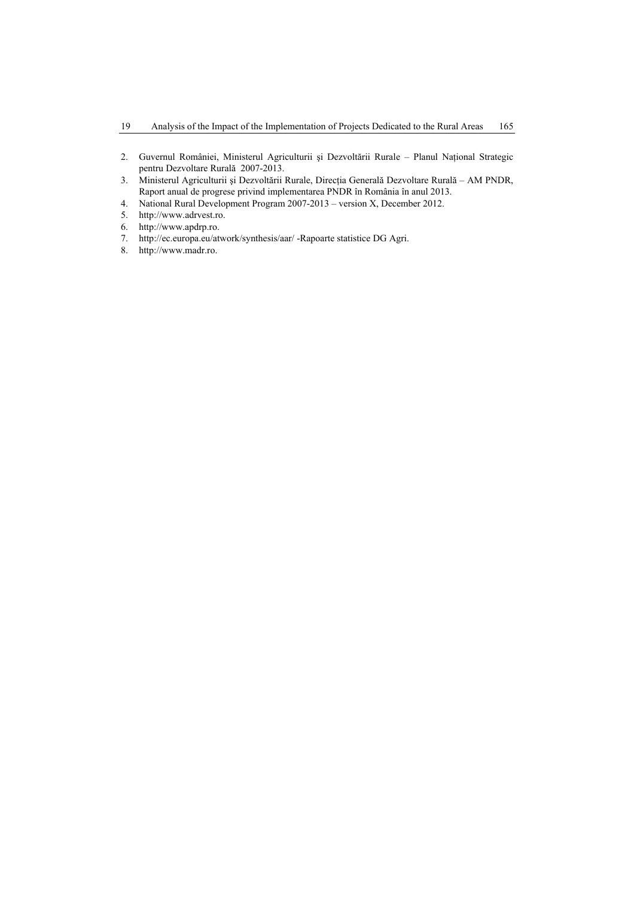2. Guvernul României, Ministerul Agriculturii şi Dezvoltării Rurale – Planul Naţional Strategic pentru Dezvoltare Rurală 2007-2013.
3. Ministerul Agriculturii şi Dezvoltării Rurale, Direcţia Generală Dezvoltare Rurală – AM PNDR, Raport anual de progrese privind implementarea PNDR în România în anul 2013.
4. National Rural Development Program 2007-2013 – version X, December 2012.
5. http://www.adrvest.ro.
6. http://www.apdrp.ro.
7. http://ec.europa.eu/atwork/synthesis/aar/ -Rapoarte statistice DG Agri.
8. http://www.madr.ro.